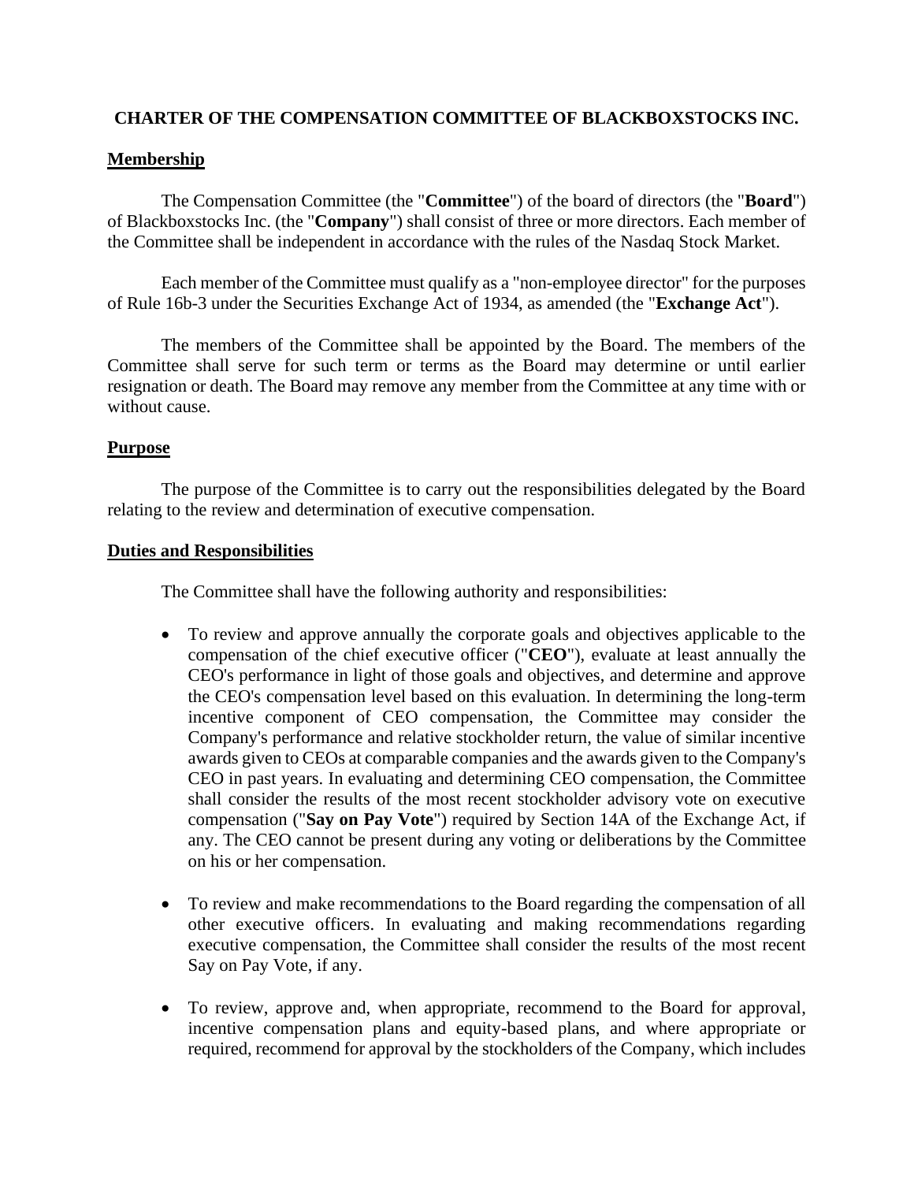# CHARTER OF THE COMPENSATION COMMITTEE OF BLACKBOXSTOCKS INC.

## Membership

The Compensation Committee (the "**Committee**") of the board of directors (the "**Board**") of Blackboxstocks Inc. (the "**Company**") shall consist of three or more directors. Each member of the Committee shall be independent in accordance with the rules of the Nasdaq Stock Market.

Each member of the Committee must qualify as a "non-employee director" for the purposes of Rule 16b-3 under the Securities Exchange Act of 1934, as amended (the "**Exchange Act**").

The members of the Committee shall be appointed by the Board. The members of the Committee shall serve for such term or terms as the Board may determine or until earlier resignation or death. The Board may remove any member from the Committee at any time with or without cause.

## Purpose

The purpose of the Committee is to carry out the responsibilities delegated by the Board relating to the review and determination of executive compensation.

## Duties and Responsibilities

The Committee shall have the following authority and responsibilities:

- To review and approve annually the corporate goals and objectives applicable to the compensation of the chief executive officer ("**CEO**"), evaluate at least annually the CEO's performance in light of those goals and objectives, and determine and approve the CEO's compensation level based on this evaluation. In determining the long-term incentive component of CEO compensation, the Committee may consider the Company's performance and relative stockholder return, the value of similar incentive awards given to CEOs at comparable companies and the awards given to the Company's CEO in past years. In evaluating and determining CEO compensation, the Committee shall consider the results of the most recent stockholder advisory vote on executive compensation ("**Say on Pay Vote**") required by Section 14A of the Exchange Act, if any. The CEO cannot be present during any voting or deliberations by the Committee on his or her compensation.

- To review and make recommendations to the Board regarding the compensation of all other executive officers. In evaluating and making recommendations regarding executive compensation, the Committee shall consider the results of the most recent Say on Pay Vote, if any.

- To review, approve and, when appropriate, recommend to the Board for approval, incentive compensation plans and equity-based plans, and where appropriate or required, recommend for approval by the stockholders of the Company, which includes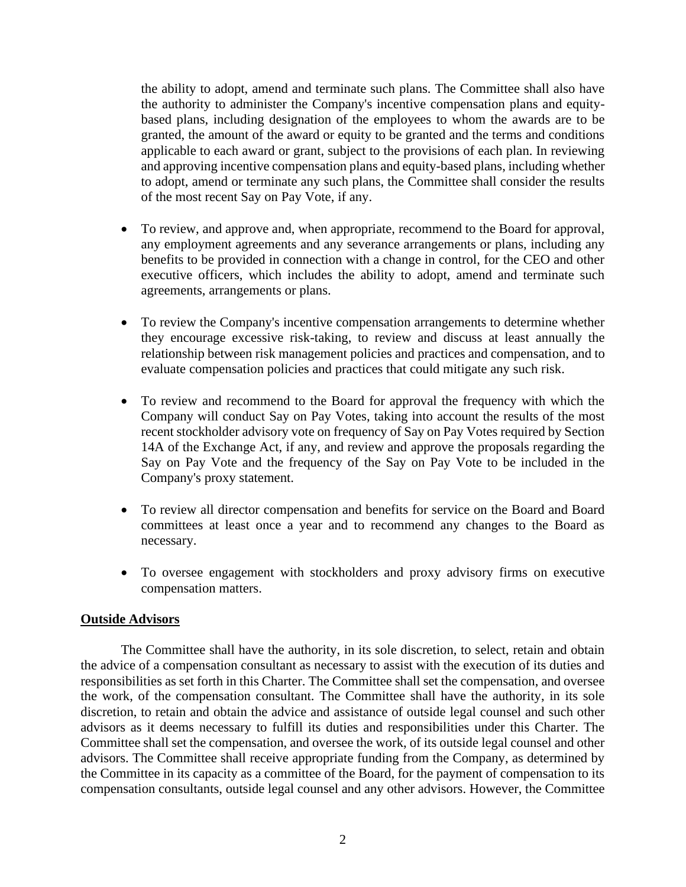the ability to adopt, amend and terminate such plans. The Committee shall also have the authority to administer the Company's incentive compensation plans and equity-based plans, including designation of the employees to whom the awards are to be granted, the amount of the award or equity to be granted and the terms and conditions applicable to each award or grant, subject to the provisions of each plan. In reviewing and approving incentive compensation plans and equity-based plans, including whether to adopt, amend or terminate any such plans, the Committee shall consider the results of the most recent Say on Pay Vote, if any.

- To review, and approve and, when appropriate, recommend to the Board for approval, any employment agreements and any severance arrangements or plans, including any benefits to be provided in connection with a change in control, for the CEO and other executive officers, which includes the ability to adopt, amend and terminate such agreements, arrangements or plans.

- To review the Company's incentive compensation arrangements to determine whether they encourage excessive risk-taking, to review and discuss at least annually the relationship between risk management policies and practices and compensation, and to evaluate compensation policies and practices that could mitigate any such risk.

- To review and recommend to the Board for approval the frequency with which the Company will conduct Say on Pay Votes, taking into account the results of the most recent stockholder advisory vote on frequency of Say on Pay Votes required by Section 14A of the Exchange Act, if any, and review and approve the proposals regarding the Say on Pay Vote and the frequency of the Say on Pay Vote to be included in the Company's proxy statement.

- To review all director compensation and benefits for service on the Board and Board committees at least once a year and to recommend any changes to the Board as necessary.

- To oversee engagement with stockholders and proxy advisory firms on executive compensation matters.

## Outside Advisors

The Committee shall have the authority, in its sole discretion, to select, retain and obtain the advice of a compensation consultant as necessary to assist with the execution of its duties and responsibilities as set forth in this Charter. The Committee shall set the compensation, and oversee the work, of the compensation consultant. The Committee shall have the authority, in its sole discretion, to retain and obtain the advice and assistance of outside legal counsel and such other advisors as it deems necessary to fulfill its duties and responsibilities under this Charter. The Committee shall set the compensation, and oversee the work, of its outside legal counsel and other advisors. The Committee shall receive appropriate funding from the Company, as determined by the Committee in its capacity as a committee of the Board, for the payment of compensation to its compensation consultants, outside legal counsel and any other advisors. However, the Committee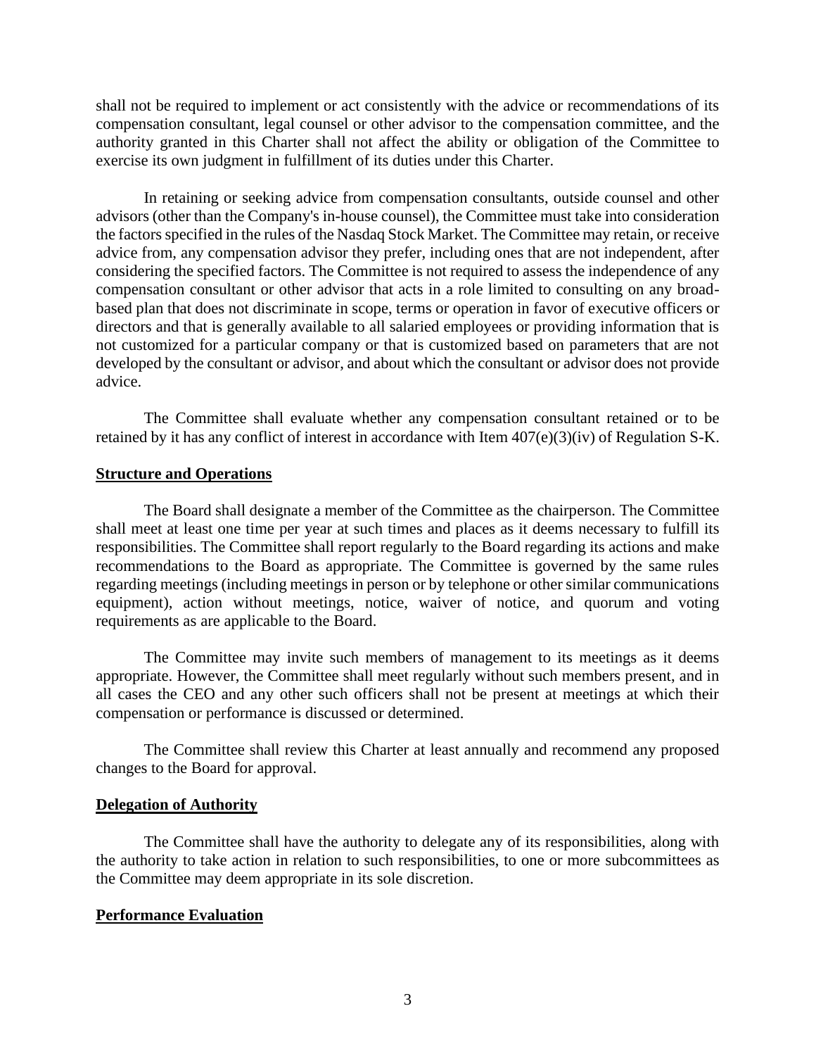shall not be required to implement or act consistently with the advice or recommendations of its compensation consultant, legal counsel or other advisor to the compensation committee, and the authority granted in this Charter shall not affect the ability or obligation of the Committee to exercise its own judgment in fulfillment of its duties under this Charter.

In retaining or seeking advice from compensation consultants, outside counsel and other advisors (other than the Company's in-house counsel), the Committee must take into consideration the factors specified in the rules of the Nasdaq Stock Market. The Committee may retain, or receive advice from, any compensation advisor they prefer, including ones that are not independent, after considering the specified factors. The Committee is not required to assess the independence of any compensation consultant or other advisor that acts in a role limited to consulting on any broad-based plan that does not discriminate in scope, terms or operation in favor of executive officers or directors and that is generally available to all salaried employees or providing information that is not customized for a particular company or that is customized based on parameters that are not developed by the consultant or advisor, and about which the consultant or advisor does not provide advice.

The Committee shall evaluate whether any compensation consultant retained or to be retained by it has any conflict of interest in accordance with Item 407(e)(3)(iv) of Regulation S-K.

**Structure and Operations**

The Board shall designate a member of the Committee as the chairperson. The Committee shall meet at least one time per year at such times and places as it deems necessary to fulfill its responsibilities. The Committee shall report regularly to the Board regarding its actions and make recommendations to the Board as appropriate. The Committee is governed by the same rules regarding meetings (including meetings in person or by telephone or other similar communications equipment), action without meetings, notice, waiver of notice, and quorum and voting requirements as are applicable to the Board.

The Committee may invite such members of management to its meetings as it deems appropriate. However, the Committee shall meet regularly without such members present, and in all cases the CEO and any other such officers shall not be present at meetings at which their compensation or performance is discussed or determined.

The Committee shall review this Charter at least annually and recommend any proposed changes to the Board for approval.

**Delegation of Authority**

The Committee shall have the authority to delegate any of its responsibilities, along with the authority to take action in relation to such responsibilities, to one or more subcommittees as the Committee may deem appropriate in its sole discretion.

**Performance Evaluation**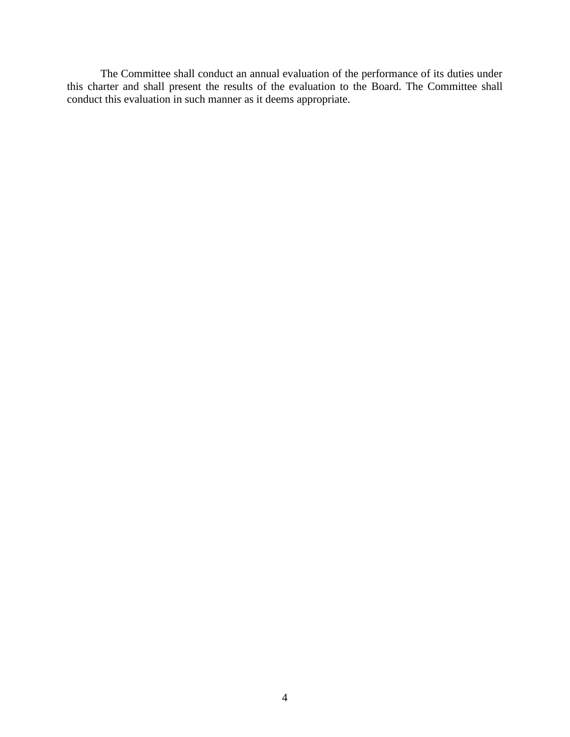The Committee shall conduct an annual evaluation of the performance of its duties under this charter and shall present the results of the evaluation to the Board. The Committee shall conduct this evaluation in such manner as it deems appropriate.